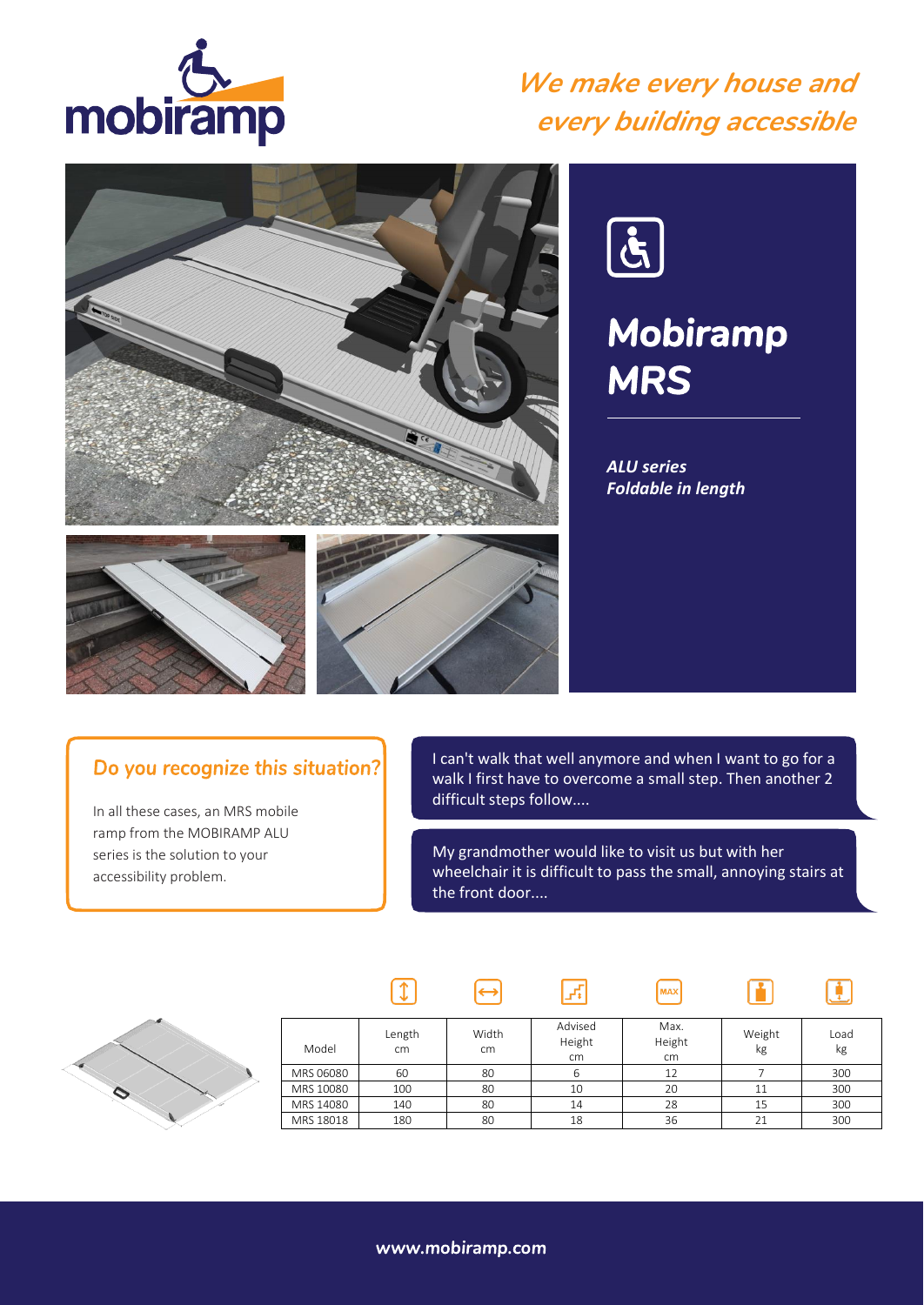# We make every house and every building accessible

## Mobiramp MRS

***ALU series***
***Foldable in length***

### Do you recognize this situation?

In all these cases, an MRS mobile ramp from the MOBIRAMP ALU series is the solution to your accessibility problem.

I can't walk that well anymore and when I want to go for a walk I first have to overcome a small step. Then another 2 difficult steps follow....

My grandmother would like to visit us but with her wheelchair it is difficult to pass the small, annoying stairs at the front door....

| Model | Length cm | Width cm | Advised Height cm | Max. Height cm | Weight kg | Load kg |
|---|---|---|---|---|---|---|
| MRS 06080 | 60 | 80 | 6 | 12 | 7 | 300 |
| MRS 10080 | 100 | 80 | 10 | 20 | 11 | 300 |
| MRS 14080 | 140 | 80 | 14 | 28 | 15 | 300 |
| MRS 18018 | 180 | 80 | 18 | 36 | 21 | 300 |

www.mobiramp.com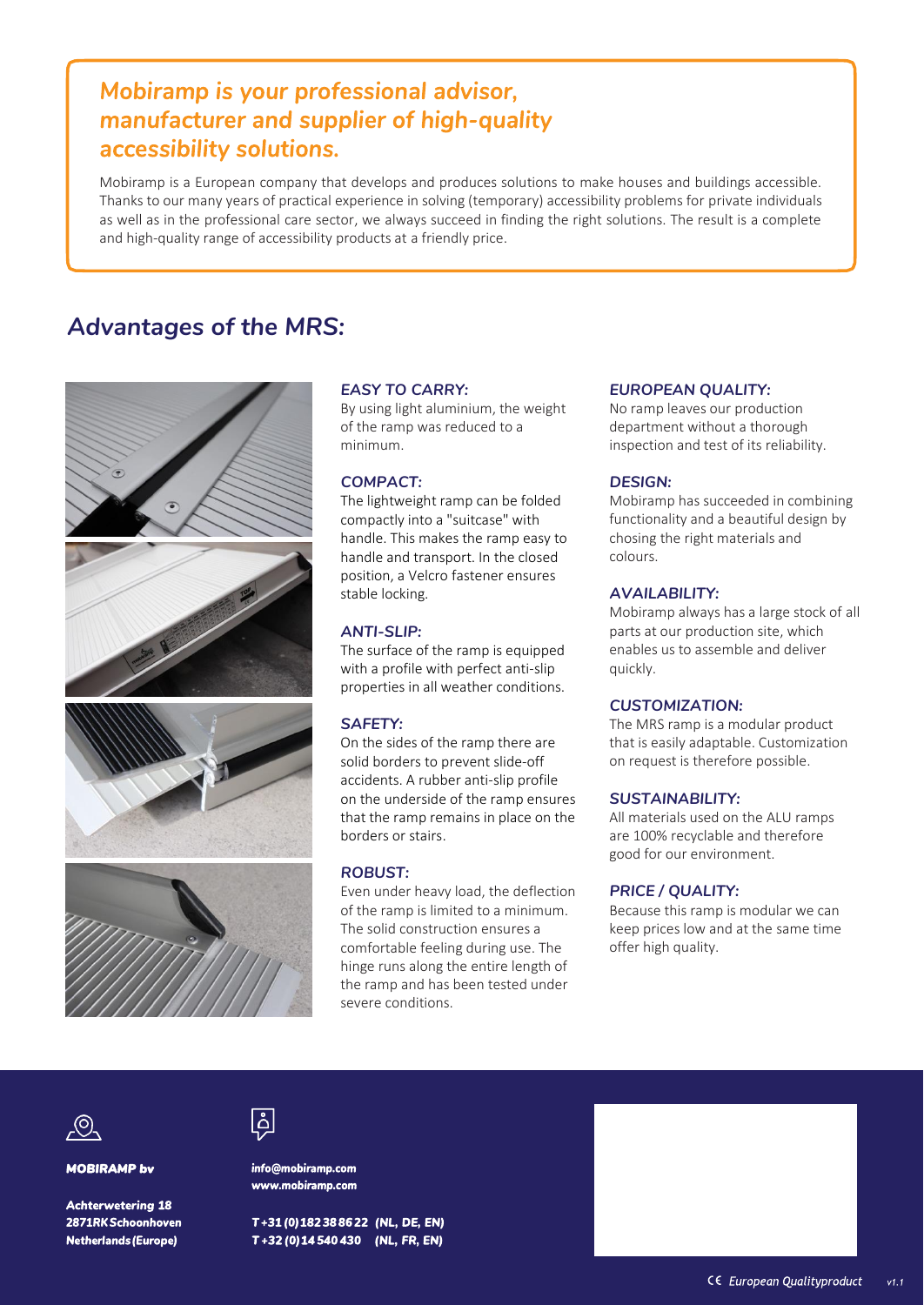## Mobiramp is your professional advisor, manufacturer and supplier of high-quality accessibility solutions.

Mobiramp is a European company that develops and produces solutions to make houses and buildings accessible. Thanks to our many years of practical experience in solving (temporary) accessibility problems for private individuals as well as in the professional care sector, we always succeed in finding the right solutions. The result is a complete and high-quality range of accessibility products at a friendly price.

## Advantages of the MRS:

### *EASY TO CARRY:*
By using light aluminium, the weight of the ramp was reduced to a minimum.

### *COMPACT:*
The lightweight ramp can be folded compactly into a "suitcase" with handle. This makes the ramp easy to handle and transport. In the closed position, a Velcro fastener ensures stable locking.

### *ANTI-SLIP:*
The surface of the ramp is equipped with a profile with perfect anti-slip properties in all weather conditions.

### *SAFETY:*
On the sides of the ramp there are solid borders to prevent slide-off accidents. A rubber anti-slip profile on the underside of the ramp ensures that the ramp remains in place on the borders or stairs.

### *ROBUST:*
Even under heavy load, the deflection of the ramp is limited to a minimum. The solid construction ensures a comfortable feeling during use. The hinge runs along the entire length of the ramp and has been tested under severe conditions.

### *EUROPEAN QUALITY:*
No ramp leaves our production department without a thorough inspection and test of its reliability.

### *DESIGN:*
Mobiramp has succeeded in combining functionality and a beautiful design by chosing the right materials and colours.

### *AVAILABILITY:*
Mobiramp always has a large stock of all parts at our production site, which enables us to assemble and deliver quickly.

### *CUSTOMIZATION:*
The MRS ramp is a modular product that is easily adaptable. Customization on request is therefore possible.

### *SUSTAINABILITY:*
All materials used on the ALU ramps are 100% recyclable and therefore good for our environment.

### *PRICE / QUALITY:*
Because this ramp is modular we can keep prices low and at the same time offer high quality.

**MOBIRAMP bv**

**Achterwetering 18**
**2871RK Schoonhoven**
**Netherlands (Europe)**

**info@mobiramp.com**
**www.mobiramp.com**

**T +31 (0) 182 38 86 22 (NL, DE, EN)**
**T +32 (0) 14 540 430 (NL, FR, EN)**

CE *European Qualityproduct*